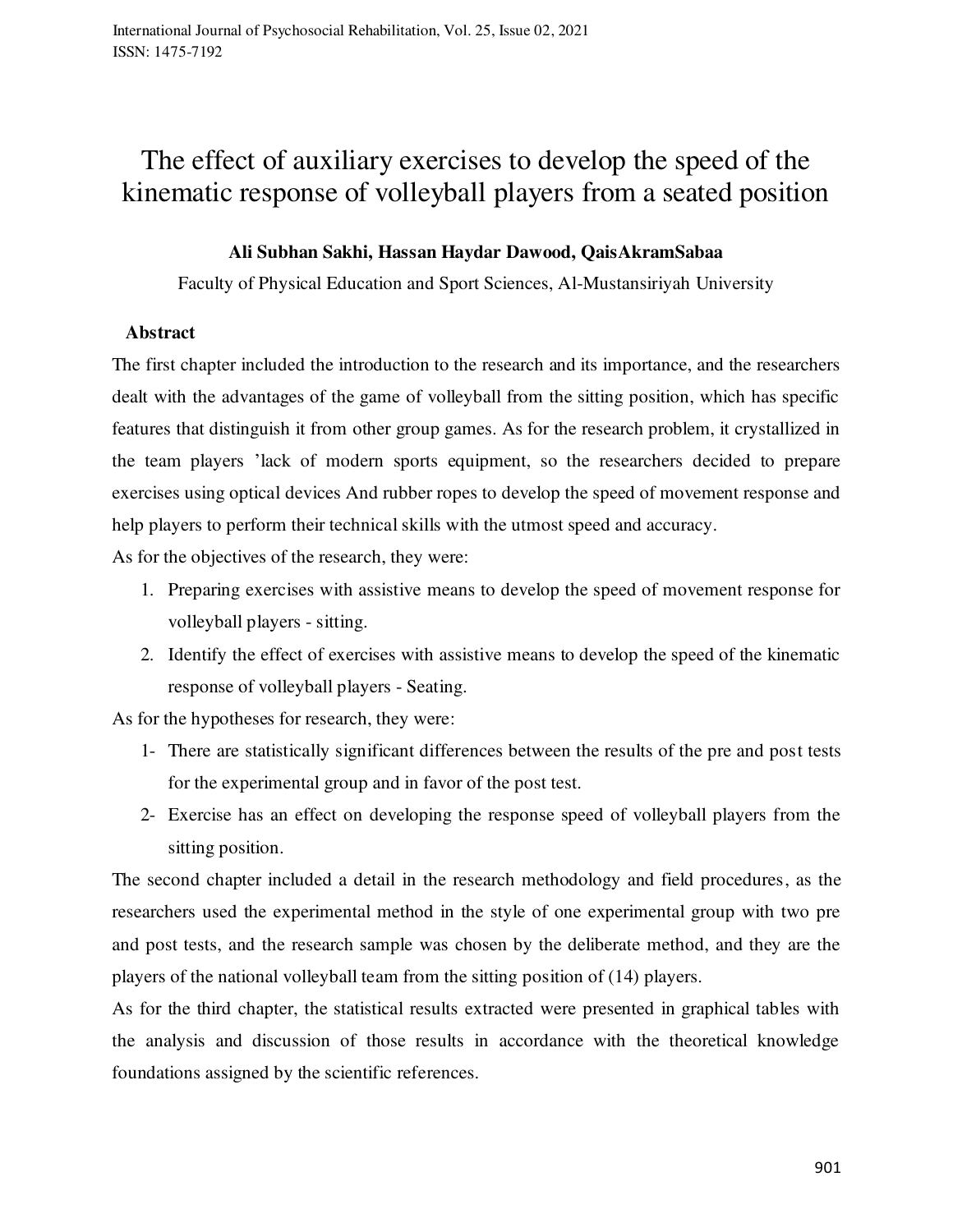# The effect of auxiliary exercises to develop the speed of the kinematic response of volleyball players from a seated position

**Ali Subhan Sakhi, Hassan Haydar Dawood, QaisAkramSabaa**

Faculty of Physical Education and Sport Sciences, Al-Mustansiriyah University

## Abstract

The first chapter included the introduction to the research and its importance, and the researchers dealt with the advantages of the game of volleyball from the sitting position, which has specific features that distinguish it from other group games. As for the research problem, it crystallized in the team players 'lack of modern sports equipment, so the researchers decided to prepare exercises using optical devices And rubber ropes to develop the speed of movement response and help players to perform their technical skills with the utmost speed and accuracy.

As for the objectives of the research, they were:

1. Preparing exercises with assistive means to develop the speed of movement response for volleyball players - sitting.
2. Identify the effect of exercises with assistive means to develop the speed of the kinematic response of volleyball players - Seating.

As for the hypotheses for research, they were:

1- There are statistically significant differences between the results of the pre and post tests for the experimental group and in favor of the post test.

2- Exercise has an effect on developing the response speed of volleyball players from the sitting position.

The second chapter included a detail in the research methodology and field procedures, as the researchers used the experimental method in the style of one experimental group with two pre and post tests, and the research sample was chosen by the deliberate method, and they are the players of the national volleyball team from the sitting position of (14) players.

As for the third chapter, the statistical results extracted were presented in graphical tables with the analysis and discussion of those results in accordance with the theoretical knowledge foundations assigned by the scientific references.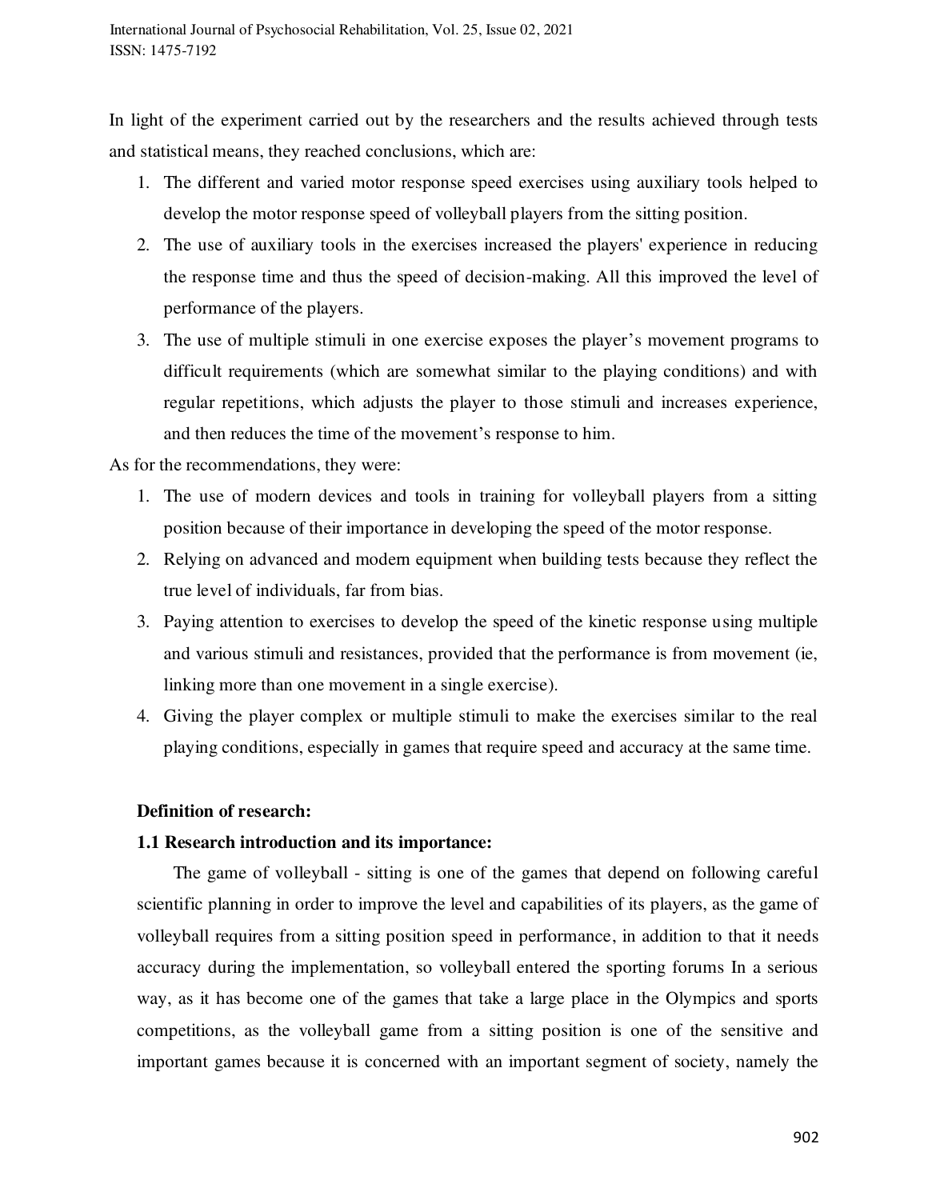In light of the experiment carried out by the researchers and the results achieved through tests and statistical means, they reached conclusions, which are:

1. The different and varied motor response speed exercises using auxiliary tools helped to develop the motor response speed of volleyball players from the sitting position.
2. The use of auxiliary tools in the exercises increased the players' experience in reducing the response time and thus the speed of decision-making. All this improved the level of performance of the players.
3. The use of multiple stimuli in one exercise exposes the player's movement programs to difficult requirements (which are somewhat similar to the playing conditions) and with regular repetitions, which adjusts the player to those stimuli and increases experience, and then reduces the time of the movement's response to him.

As for the recommendations, they were:

1. The use of modern devices and tools in training for volleyball players from a sitting position because of their importance in developing the speed of the motor response.
2. Relying on advanced and modern equipment when building tests because they reflect the true level of individuals, far from bias.
3. Paying attention to exercises to develop the speed of the kinetic response using multiple and various stimuli and resistances, provided that the performance is from movement (ie, linking more than one movement in a single exercise).
4. Giving the player complex or multiple stimuli to make the exercises similar to the real playing conditions, especially in games that require speed and accuracy at the same time.

**Definition of research:**

**1.1 Research introduction and its importance:**

The game of volleyball - sitting is one of the games that depend on following careful scientific planning in order to improve the level and capabilities of its players, as the game of volleyball requires from a sitting position speed in performance, in addition to that it needs accuracy during the implementation, so volleyball entered the sporting forums In a serious way, as it has become one of the games that take a large place in the Olympics and sports competitions, as the volleyball game from a sitting position is one of the sensitive and important games because it is concerned with an important segment of society, namely the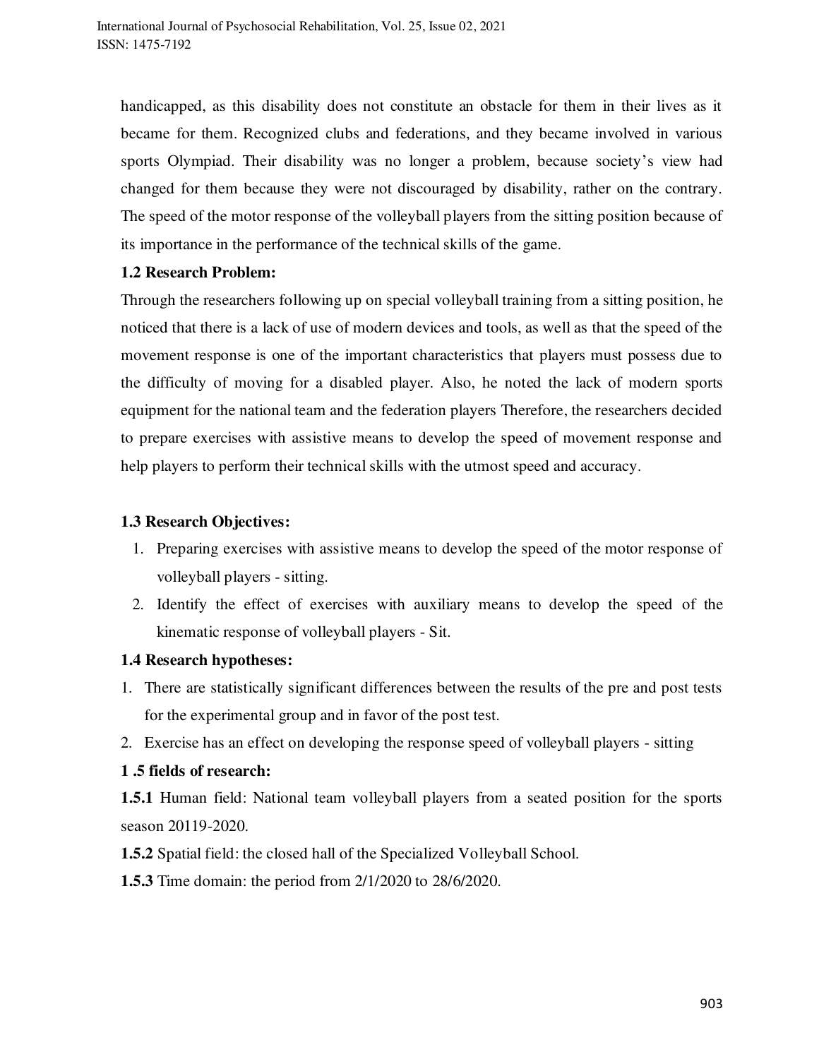handicapped, as this disability does not constitute an obstacle for them in their lives as it became for them. Recognized clubs and federations, and they became involved in various sports Olympiad. Their disability was no longer a problem, because society's view had changed for them because they were not discouraged by disability, rather on the contrary. The speed of the motor response of the volleyball players from the sitting position because of its importance in the performance of the technical skills of the game.

**1.2 Research Problem:**

Through the researchers following up on special volleyball training from a sitting position, he noticed that there is a lack of use of modern devices and tools, as well as that the speed of the movement response is one of the important characteristics that players must possess due to the difficulty of moving for a disabled player. Also, he noted the lack of modern sports equipment for the national team and the federation players Therefore, the researchers decided to prepare exercises with assistive means to develop the speed of movement response and help players to perform their technical skills with the utmost speed and accuracy.

**1.3 Research Objectives:**

1. Preparing exercises with assistive means to develop the speed of the motor response of volleyball players - sitting.
2. Identify the effect of exercises with auxiliary means to develop the speed of the kinematic response of volleyball players - Sit.

**1.4 Research hypotheses:**

1. There are statistically significant differences between the results of the pre and post tests for the experimental group and in favor of the post test.
2. Exercise has an effect on developing the response speed of volleyball players - sitting

**1 .5 fields of research:**

**1.5.1** Human field: National team volleyball players from a seated position for the sports season 20119-2020.

**1.5.2** Spatial field: the closed hall of the Specialized Volleyball School.

**1.5.3** Time domain: the period from 2/1/2020 to 28/6/2020.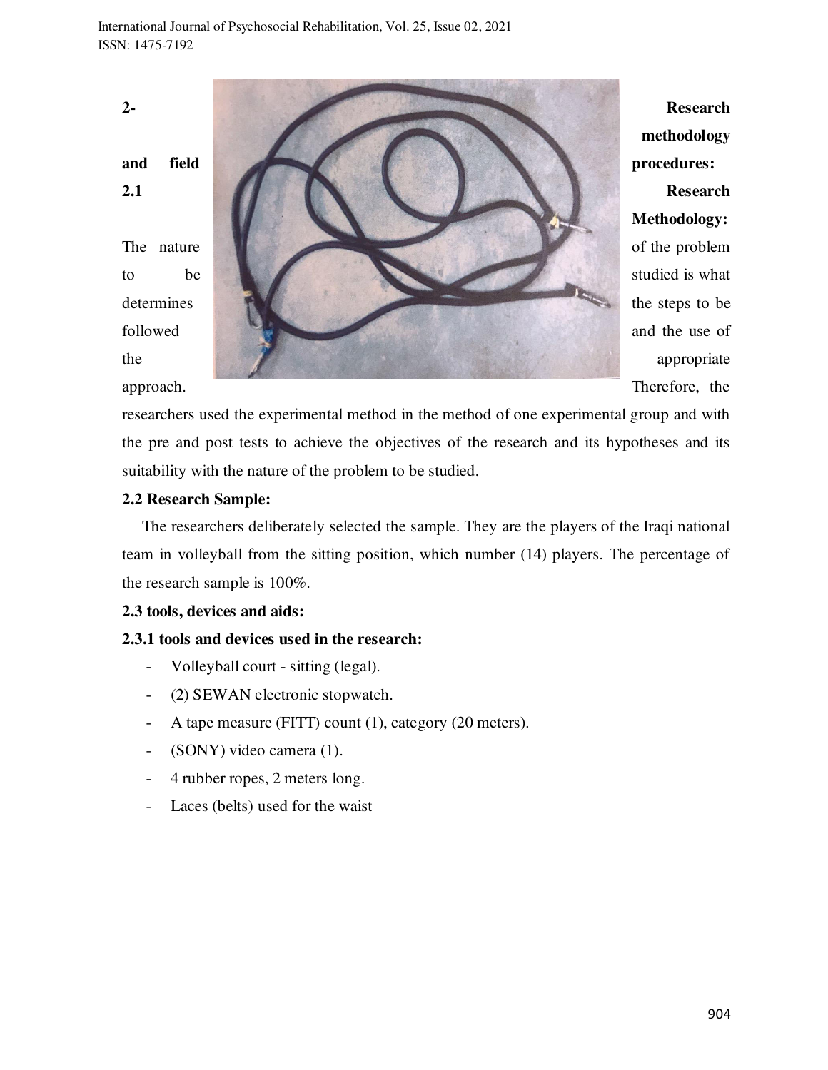## 2- Research methodology and field procedures:

### 2.1 Research Methodology:

The nature of the problem to be studied is what determines the steps to be followed and the use of the appropriate approach. Therefore, the researchers used the experimental method in the method of one experimental group and with the pre and post tests to achieve the objectives of the research and its hypotheses and its suitability with the nature of the problem to be studied.

### 2.2 Research Sample:

The researchers deliberately selected the sample. They are the players of the Iraqi national team in volleyball from the sitting position, which number (14) players. The percentage of the research sample is 100%.

### 2.3 tools, devices and aids:

#### 2.3.1 tools and devices used in the research:

- Volleyball court - sitting (legal).
- (2) SEWAN electronic stopwatch.
- A tape measure (FITT) count (1), category (20 meters).
- (SONY) video camera (1).
- 4 rubber ropes, 2 meters long.
- Laces (belts) used for the waist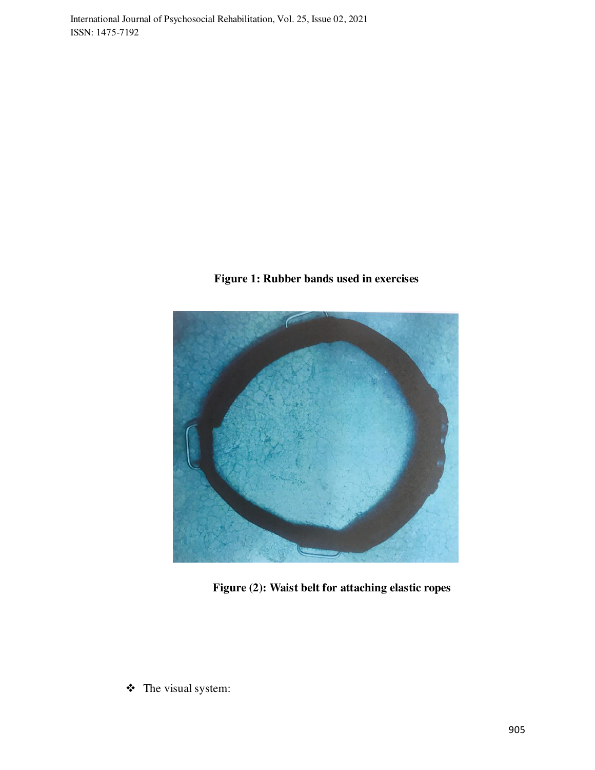**Figure 1: Rubber bands used in exercises**

**Figure (2): Waist belt for attaching elastic ropes**

- The visual system: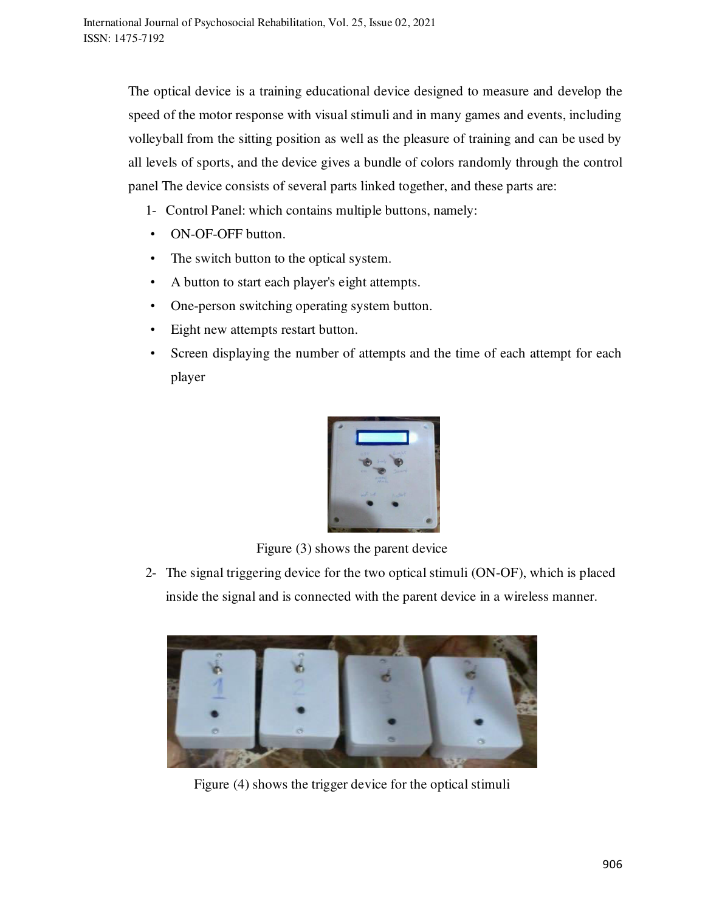The optical device is a training educational device designed to measure and develop the speed of the motor response with visual stimuli and in many games and events, including volleyball from the sitting position as well as the pleasure of training and can be used by all levels of sports, and the device gives a bundle of colors randomly through the control panel The device consists of several parts linked together, and these parts are:

1- Control Panel: which contains multiple buttons, namely:
   - ON-OF-OFF button.
   - The switch button to the optical system.
   - A button to start each player's eight attempts.
   - One-person switching operating system button.
   - Eight new attempts restart button.
   - Screen displaying the number of attempts and the time of each attempt for each player

Figure (3) shows the parent device

2- The signal triggering device for the two optical stimuli (ON-OF), which is placed inside the signal and is connected with the parent device in a wireless manner.

Figure (4) shows the trigger device for the optical stimuli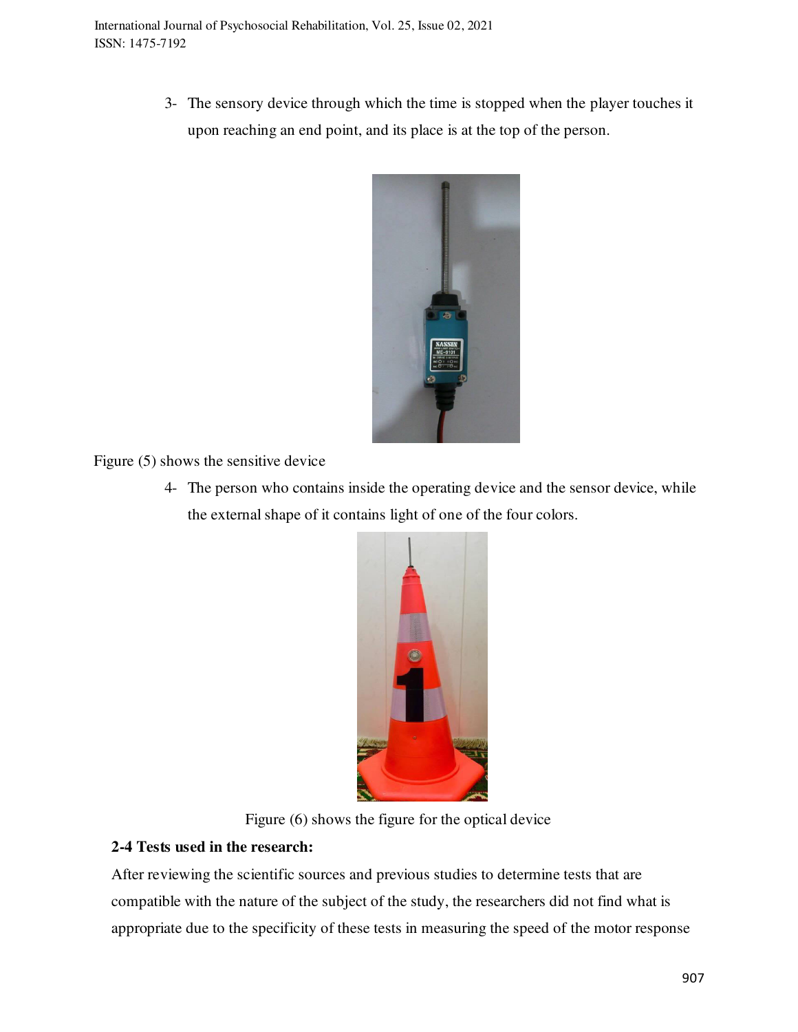3- The sensory device through which the time is stopped when the player touches it upon reaching an end point, and its place is at the top of the person.

Figure (5) shows the sensitive device

4- The person who contains inside the operating device and the sensor device, while the external shape of it contains light of one of the four colors.

Figure (6) shows the figure for the optical device

**2-4 Tests used in the research:**

After reviewing the scientific sources and previous studies to determine tests that are compatible with the nature of the subject of the study, the researchers did not find what is appropriate due to the specificity of these tests in measuring the speed of the motor response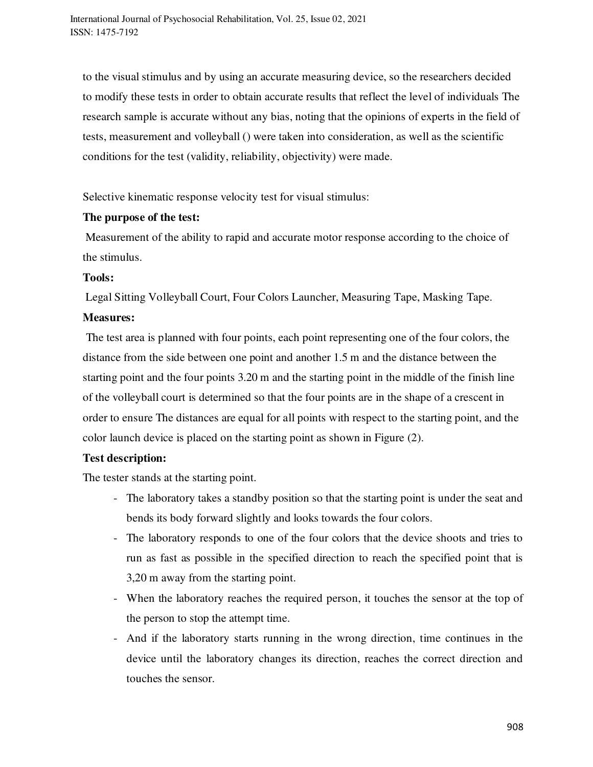to the visual stimulus and by using an accurate measuring device, so the researchers decided to modify these tests in order to obtain accurate results that reflect the level of individuals The research sample is accurate without any bias, noting that the opinions of experts in the field of tests, measurement and volleyball () were taken into consideration, as well as the scientific conditions for the test (validity, reliability, objectivity) were made.

Selective kinematic response velocity test for visual stimulus:

**The purpose of the test:**

Measurement of the ability to rapid and accurate motor response according to the choice of the stimulus.

**Tools:**

Legal Sitting Volleyball Court, Four Colors Launcher, Measuring Tape, Masking Tape.

**Measures:**

The test area is planned with four points, each point representing one of the four colors, the distance from the side between one point and another 1.5 m and the distance between the starting point and the four points 3.20 m and the starting point in the middle of the finish line of the volleyball court is determined so that the four points are in the shape of a crescent in order to ensure The distances are equal for all points with respect to the starting point, and the color launch device is placed on the starting point as shown in Figure (2).

**Test description:**

The tester stands at the starting point.

- The laboratory takes a standby position so that the starting point is under the seat and bends its body forward slightly and looks towards the four colors.
- The laboratory responds to one of the four colors that the device shoots and tries to run as fast as possible in the specified direction to reach the specified point that is 3,20 m away from the starting point.
- When the laboratory reaches the required person, it touches the sensor at the top of the person to stop the attempt time.
- And if the laboratory starts running in the wrong direction, time continues in the device until the laboratory changes its direction, reaches the correct direction and touches the sensor.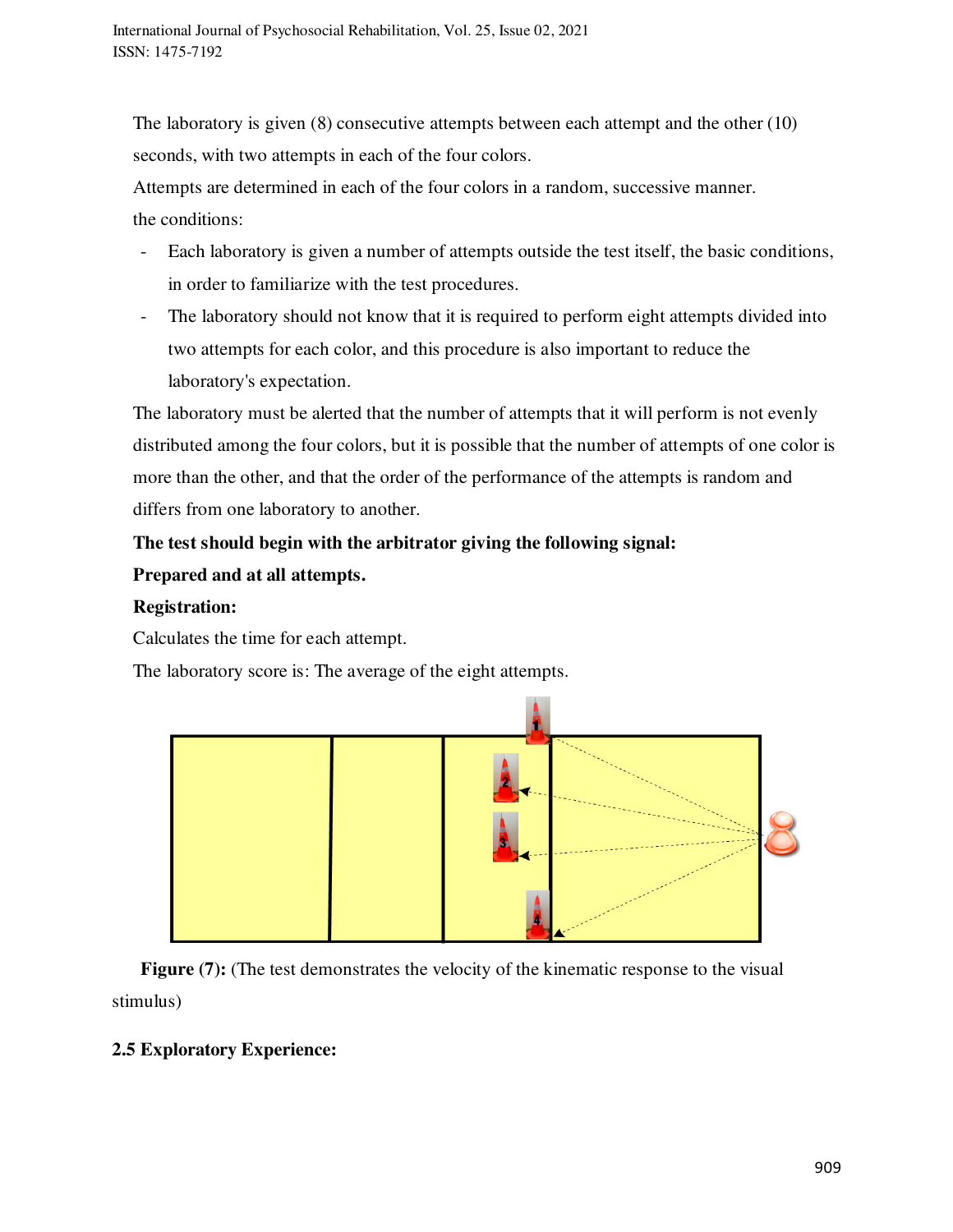The laboratory is given (8) consecutive attempts between each attempt and the other (10) seconds, with two attempts in each of the four colors.

Attempts are determined in each of the four colors in a random, successive manner.

the conditions:

- Each laboratory is given a number of attempts outside the test itself, the basic conditions, in order to familiarize with the test procedures.
- The laboratory should not know that it is required to perform eight attempts divided into two attempts for each color, and this procedure is also important to reduce the laboratory's expectation.

The laboratory must be alerted that the number of attempts that it will perform is not evenly distributed among the four colors, but it is possible that the number of attempts of one color is more than the other, and that the order of the performance of the attempts is random and differs from one laboratory to another.

**The test should begin with the arbitrator giving the following signal:**

**Prepared and at all attempts.**

**Registration:**

Calculates the time for each attempt.

The laboratory score is: The average of the eight attempts.

**Figure (7):** (The test demonstrates the velocity of the kinematic response to the visual stimulus)

**2.5 Exploratory Experience:**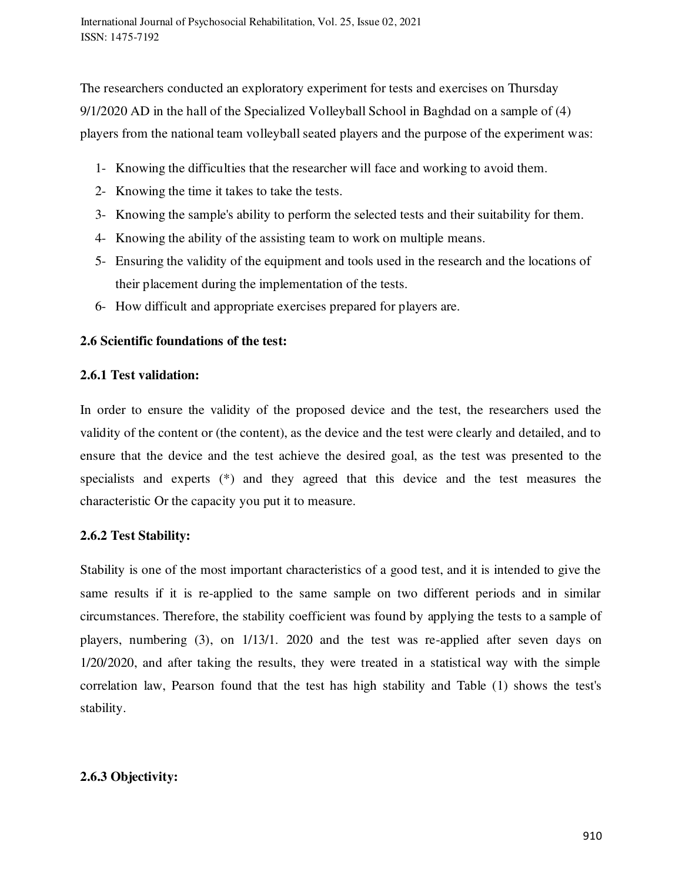The researchers conducted an exploratory experiment for tests and exercises on Thursday 9/1/2020 AD in the hall of the Specialized Volleyball School in Baghdad on a sample of (4) players from the national team volleyball seated players and the purpose of the experiment was:

1- Knowing the difficulties that the researcher will face and working to avoid them.
2- Knowing the time it takes to take the tests.
3- Knowing the sample's ability to perform the selected tests and their suitability for them.
4- Knowing the ability of the assisting team to work on multiple means.
5- Ensuring the validity of the equipment and tools used in the research and the locations of their placement during the implementation of the tests.
6- How difficult and appropriate exercises prepared for players are.

### 2.6 Scientific foundations of the test:

#### 2.6.1 Test validation:

In order to ensure the validity of the proposed device and the test, the researchers used the validity of the content or (the content), as the device and the test were clearly and detailed, and to ensure that the device and the test achieve the desired goal, as the test was presented to the specialists and experts (*) and they agreed that this device and the test measures the characteristic Or the capacity you put it to measure.

#### 2.6.2 Test Stability:

Stability is one of the most important characteristics of a good test, and it is intended to give the same results if it is re-applied to the same sample on two different periods and in similar circumstances. Therefore, the stability coefficient was found by applying the tests to a sample of players, numbering (3), on 1/13/1. 2020 and the test was re-applied after seven days on 1/20/2020, and after taking the results, they were treated in a statistical way with the simple correlation law, Pearson found that the test has high stability and Table (1) shows the test's stability.

#### 2.6.3 Objectivity: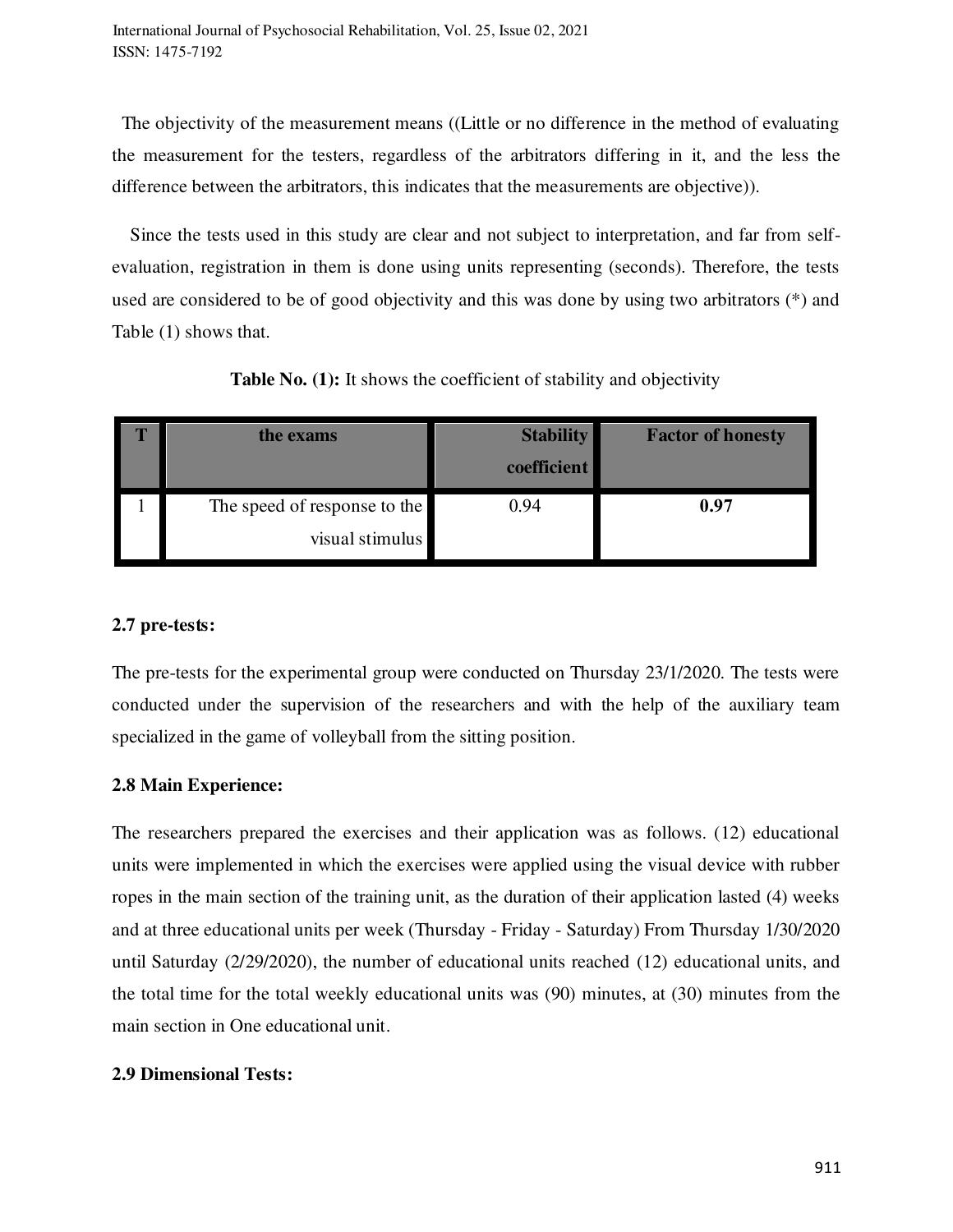The objectivity of the measurement means ((Little or no difference in the method of evaluating the measurement for the testers, regardless of the arbitrators differing in it, and the less the difference between the arbitrators, this indicates that the measurements are objective)).

Since the tests used in this study are clear and not subject to interpretation, and far from self-evaluation, registration in them is done using units representing (seconds). Therefore, the tests used are considered to be of good objectivity and this was done by using two arbitrators (*) and Table (1) shows that.

**Table No. (1):** It shows the coefficient of stability and objectivity

| T | the exams | Stability coefficient | Factor of honesty |
|---|---|---|---|
| 1 | The speed of response to the visual stimulus | 0.94 | **0.97** |

## 2.7 pre-tests:

The pre-tests for the experimental group were conducted on Thursday 23/1/2020. The tests were conducted under the supervision of the researchers and with the help of the auxiliary team specialized in the game of volleyball from the sitting position.

## 2.8 Main Experience:

The researchers prepared the exercises and their application was as follows. (12) educational units were implemented in which the exercises were applied using the visual device with rubber ropes in the main section of the training unit, as the duration of their application lasted (4) weeks and at three educational units per week (Thursday - Friday - Saturday) From Thursday 1/30/2020 until Saturday (2/29/2020), the number of educational units reached (12) educational units, and the total time for the total weekly educational units was (90) minutes, at (30) minutes from the main section in One educational unit.

## 2.9 Dimensional Tests: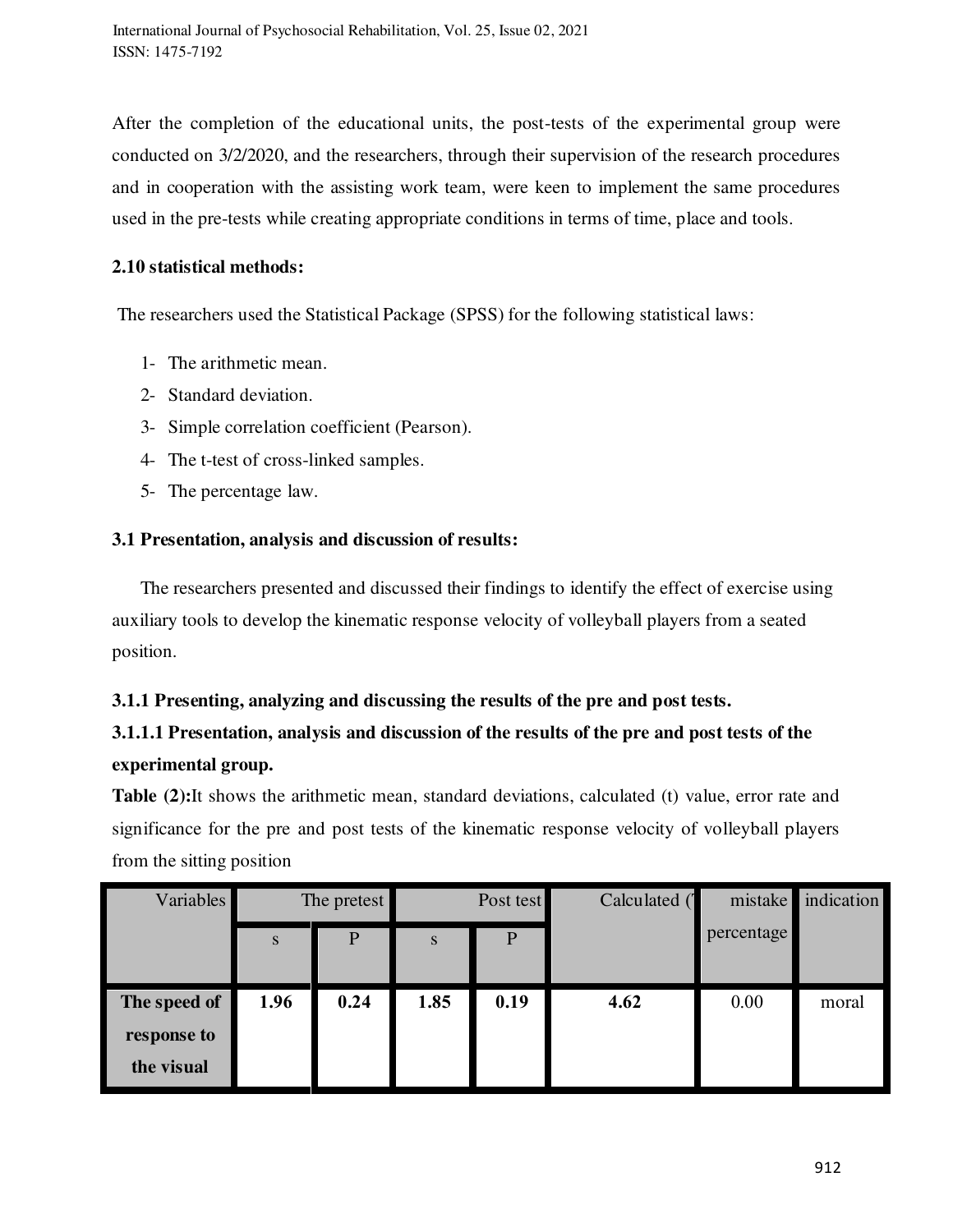After the completion of the educational units, the post-tests of the experimental group were conducted on 3/2/2020, and the researchers, through their supervision of the research procedures and in cooperation with the assisting work team, were keen to implement the same procedures used in the pre-tests while creating appropriate conditions in terms of time, place and tools.

### 2.10 statistical methods:

The researchers used the Statistical Package (SPSS) for the following statistical laws:

1- The arithmetic mean.
2- Standard deviation.
3- Simple correlation coefficient (Pearson).
4- The t-test of cross-linked samples.
5- The percentage law.

### 3.1 Presentation, analysis and discussion of results:

The researchers presented and discussed their findings to identify the effect of exercise using auxiliary tools to develop the kinematic response velocity of volleyball players from a seated position.

### 3.1.1 Presenting, analyzing and discussing the results of the pre and post tests.

### 3.1.1.1 Presentation, analysis and discussion of the results of the pre and post tests of the experimental group.

**Table (2):** It shows the arithmetic mean, standard deviations, calculated (t) value, error rate and significance for the pre and post tests of the kinematic response velocity of volleyball players from the sitting position

| Variables | The pretest | | Post test | | Calculated (T) | mistake percentage | indication |
|---|---|---|---|---|---|---|---|
| | s | P | s | P | | | |
| **The speed of response to the visual** | **1.96** | **0.24** | **1.85** | **0.19** | **4.62** | 0.00 | moral |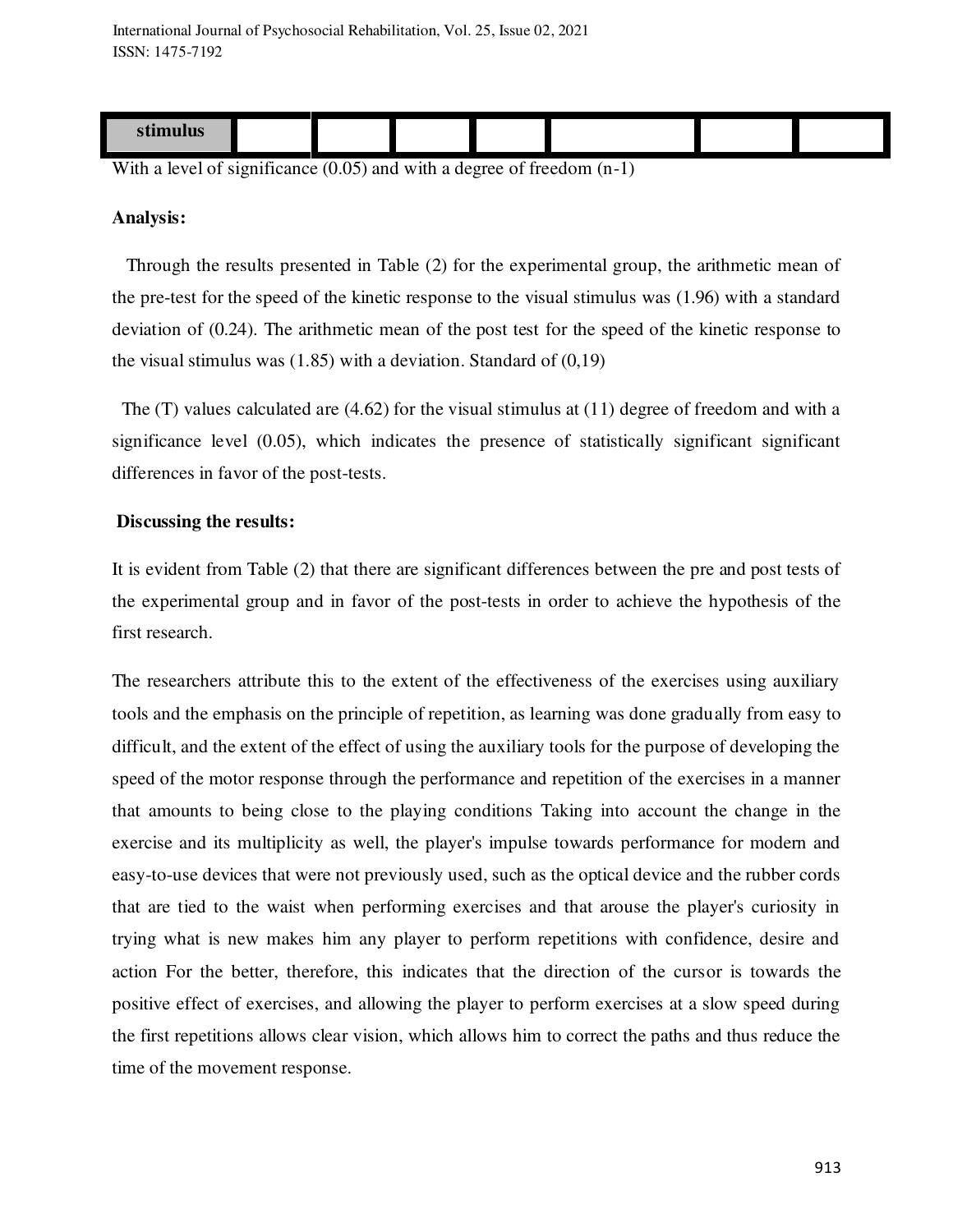| stimulus | | | | | | | |
|---|---|---|---|---|---|---|---|

With a level of significance (0.05) and with a degree of freedom (n-1)

**Analysis:**

Through the results presented in Table (2) for the experimental group, the arithmetic mean of the pre-test for the speed of the kinetic response to the visual stimulus was (1.96) with a standard deviation of (0.24). The arithmetic mean of the post test for the speed of the kinetic response to the visual stimulus was (1.85) with a deviation. Standard of (0,19)

The (T) values calculated are (4.62) for the visual stimulus at (11) degree of freedom and with a significance level (0.05), which indicates the presence of statistically significant significant differences in favor of the post-tests.

**Discussing the results:**

It is evident from Table (2) that there are significant differences between the pre and post tests of the experimental group and in favor of the post-tests in order to achieve the hypothesis of the first research.

The researchers attribute this to the extent of the effectiveness of the exercises using auxiliary tools and the emphasis on the principle of repetition, as learning was done gradually from easy to difficult, and the extent of the effect of using the auxiliary tools for the purpose of developing the speed of the motor response through the performance and repetition of the exercises in a manner that amounts to being close to the playing conditions Taking into account the change in the exercise and its multiplicity as well, the player's impulse towards performance for modern and easy-to-use devices that were not previously used, such as the optical device and the rubber cords that are tied to the waist when performing exercises and that arouse the player's curiosity in trying what is new makes him any player to perform repetitions with confidence, desire and action For the better, therefore, this indicates that the direction of the cursor is towards the positive effect of exercises, and allowing the player to perform exercises at a slow speed during the first repetitions allows clear vision, which allows him to correct the paths and thus reduce the time of the movement response.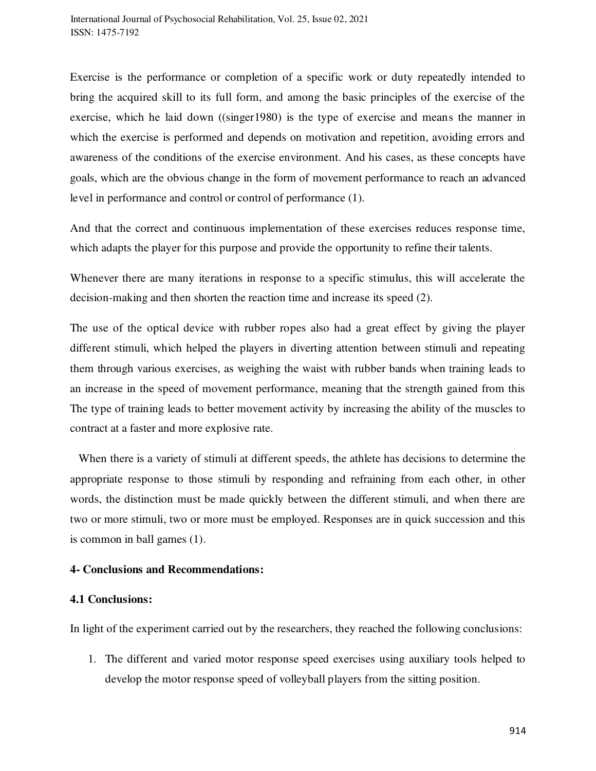Exercise is the performance or completion of a specific work or duty repeatedly intended to bring the acquired skill to its full form, and among the basic principles of the exercise of the exercise, which he laid down ((singer1980) is the type of exercise and means the manner in which the exercise is performed and depends on motivation and repetition, avoiding errors and awareness of the conditions of the exercise environment. And his cases, as these concepts have goals, which are the obvious change in the form of movement performance to reach an advanced level in performance and control or control of performance (1).

And that the correct and continuous implementation of these exercises reduces response time, which adapts the player for this purpose and provide the opportunity to refine their talents.

Whenever there are many iterations in response to a specific stimulus, this will accelerate the decision-making and then shorten the reaction time and increase its speed (2).

The use of the optical device with rubber ropes also had a great effect by giving the player different stimuli, which helped the players in diverting attention between stimuli and repeating them through various exercises, as weighing the waist with rubber bands when training leads to an increase in the speed of movement performance, meaning that the strength gained from this The type of training leads to better movement activity by increasing the ability of the muscles to contract at a faster and more explosive rate.

When there is a variety of stimuli at different speeds, the athlete has decisions to determine the appropriate response to those stimuli by responding and refraining from each other, in other words, the distinction must be made quickly between the different stimuli, and when there are two or more stimuli, two or more must be employed. Responses are in quick succession and this is common in ball games (1).

**4- Conclusions and Recommendations:**

**4.1 Conclusions:**

In light of the experiment carried out by the researchers, they reached the following conclusions:

1. The different and varied motor response speed exercises using auxiliary tools helped to develop the motor response speed of volleyball players from the sitting position.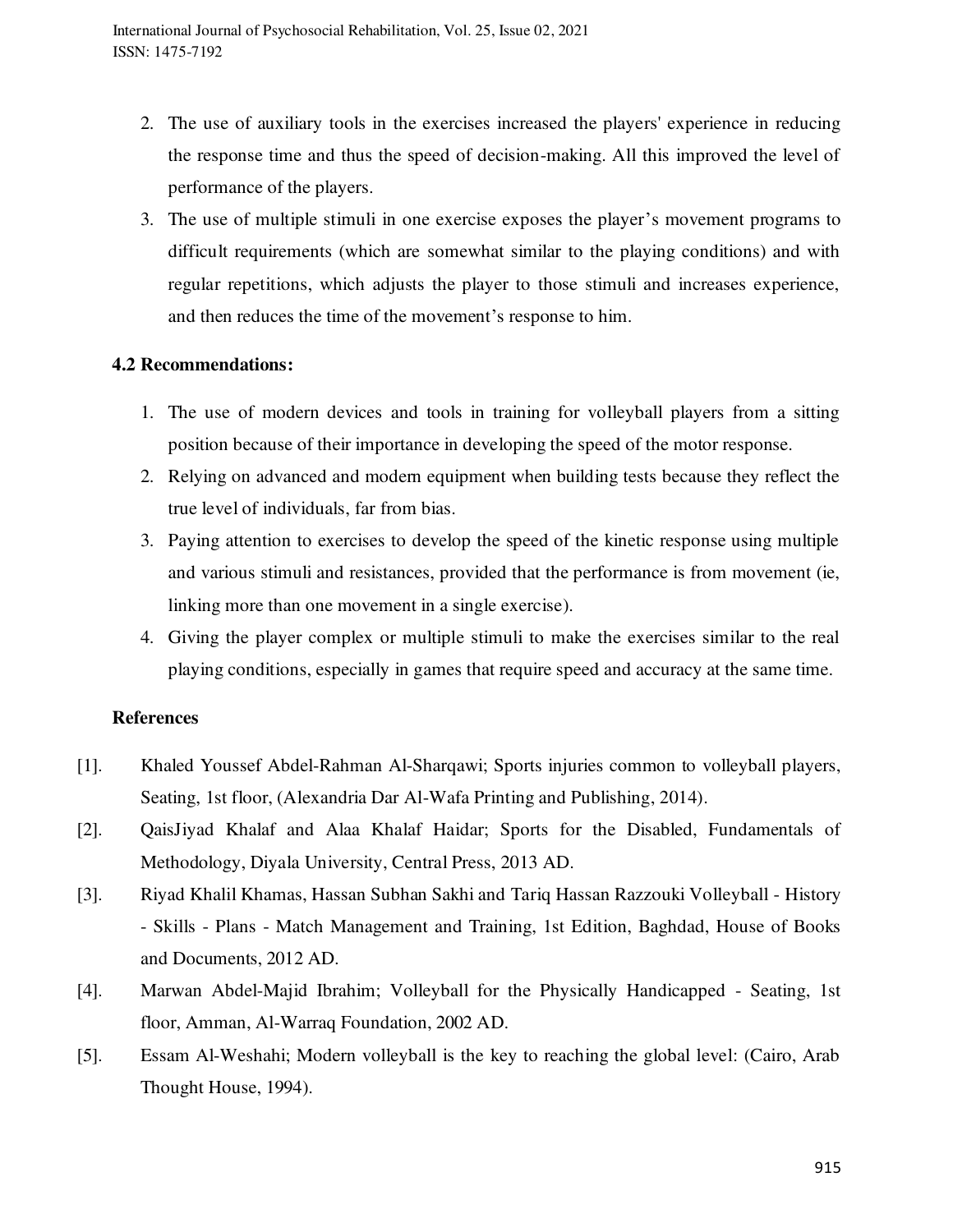2. The use of auxiliary tools in the exercises increased the players' experience in reducing the response time and thus the speed of decision-making. All this improved the level of performance of the players.
3. The use of multiple stimuli in one exercise exposes the player's movement programs to difficult requirements (which are somewhat similar to the playing conditions) and with regular repetitions, which adjusts the player to those stimuli and increases experience, and then reduces the time of the movement's response to him.

### 4.2 Recommendations:

1. The use of modern devices and tools in training for volleyball players from a sitting position because of their importance in developing the speed of the motor response.
2. Relying on advanced and modern equipment when building tests because they reflect the true level of individuals, far from bias.
3. Paying attention to exercises to develop the speed of the kinetic response using multiple and various stimuli and resistances, provided that the performance is from movement (ie, linking more than one movement in a single exercise).
4. Giving the player complex or multiple stimuli to make the exercises similar to the real playing conditions, especially in games that require speed and accuracy at the same time.

### References

[1]. Khaled Youssef Abdel-Rahman Al-Sharqawi; Sports injuries common to volleyball players, Seating, 1st floor, (Alexandria Dar Al-Wafa Printing and Publishing, 2014).

[2]. QaisJiyad Khalaf and Alaa Khalaf Haidar; Sports for the Disabled, Fundamentals of Methodology, Diyala University, Central Press, 2013 AD.

[3]. Riyad Khalil Khamas, Hassan Subhan Sakhi and Tariq Hassan Razzouki Volleyball - History - Skills - Plans - Match Management and Training, 1st Edition, Baghdad, House of Books and Documents, 2012 AD.

[4]. Marwan Abdel-Majid Ibrahim; Volleyball for the Physically Handicapped - Seating, 1st floor, Amman, Al-Warraq Foundation, 2002 AD.

[5]. Essam Al-Weshahi; Modern volleyball is the key to reaching the global level: (Cairo, Arab Thought House, 1994).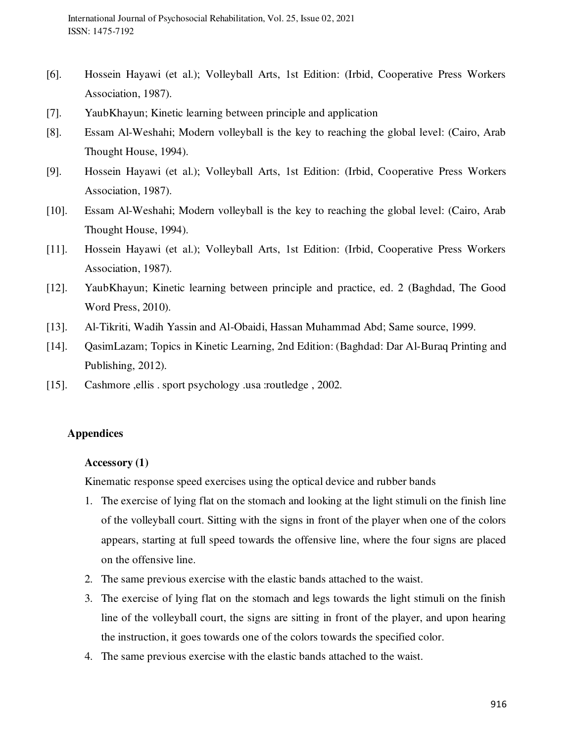[6]. Hossein Hayawi (et al.); Volleyball Arts, 1st Edition: (Irbid, Cooperative Press Workers Association, 1987).

[7]. YaubKhayun; Kinetic learning between principle and application

[8]. Essam Al-Weshahi; Modern volleyball is the key to reaching the global level: (Cairo, Arab Thought House, 1994).

[9]. Hossein Hayawi (et al.); Volleyball Arts, 1st Edition: (Irbid, Cooperative Press Workers Association, 1987).

[10]. Essam Al-Weshahi; Modern volleyball is the key to reaching the global level: (Cairo, Arab Thought House, 1994).

[11]. Hossein Hayawi (et al.); Volleyball Arts, 1st Edition: (Irbid, Cooperative Press Workers Association, 1987).

[12]. YaubKhayun; Kinetic learning between principle and practice, ed. 2 (Baghdad, The Good Word Press, 2010).

[13]. Al-Tikriti, Wadih Yassin and Al-Obaidi, Hassan Muhammad Abd; Same source, 1999.

[14]. QasimLazam; Topics in Kinetic Learning, 2nd Edition: (Baghdad: Dar Al-Buraq Printing and Publishing, 2012).

[15]. Cashmore ,ellis . sport psychology .usa :routledge , 2002.

## Appendices

### Accessory (1)

Kinematic response speed exercises using the optical device and rubber bands

1. The exercise of lying flat on the stomach and looking at the light stimuli on the finish line of the volleyball court. Sitting with the signs in front of the player when one of the colors appears, starting at full speed towards the offensive line, where the four signs are placed on the offensive line.
2. The same previous exercise with the elastic bands attached to the waist.
3. The exercise of lying flat on the stomach and legs towards the light stimuli on the finish line of the volleyball court, the signs are sitting in front of the player, and upon hearing the instruction, it goes towards one of the colors towards the specified color.
4. The same previous exercise with the elastic bands attached to the waist.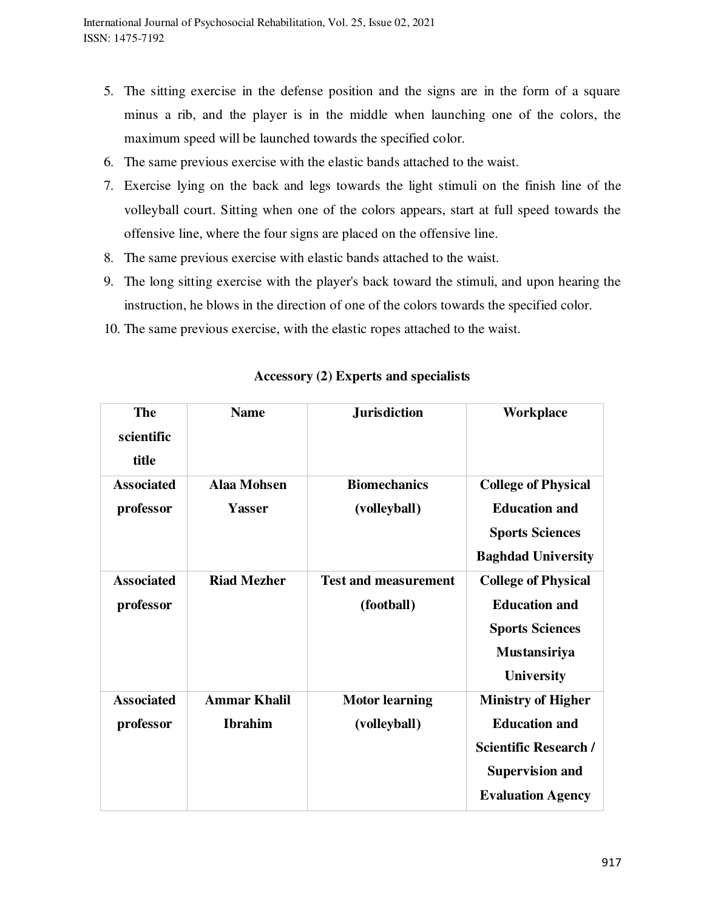5. The sitting exercise in the defense position and the signs are in the form of a square minus a rib, and the player is in the middle when launching one of the colors, the maximum speed will be launched towards the specified color.
6. The same previous exercise with the elastic bands attached to the waist.
7. Exercise lying on the back and legs towards the light stimuli on the finish line of the volleyball court. Sitting when one of the colors appears, start at full speed towards the offensive line, where the four signs are placed on the offensive line.
8. The same previous exercise with elastic bands attached to the waist.
9. The long sitting exercise with the player's back toward the stimuli, and upon hearing the instruction, he blows in the direction of one of the colors towards the specified color.
10. The same previous exercise, with the elastic ropes attached to the waist.

**Accessory (2) Experts and specialists**

| The scientific title | Name | Jurisdiction | Workplace |
|---|---|---|---|
| **Associated professor** | **Alaa Mohsen Yasser** | **Biomechanics (volleyball)** | **College of Physical Education and Sports Sciences Baghdad University** |
| **Associated professor** | **Riad Mezher** | **Test and measurement (football)** | **College of Physical Education and Sports Sciences Mustansiriya University** |
| **Associated professor** | **Ammar Khalil Ibrahim** | **Motor learning (volleyball)** | **Ministry of Higher Education and Scientific Research / Supervision and Evaluation Agency** |